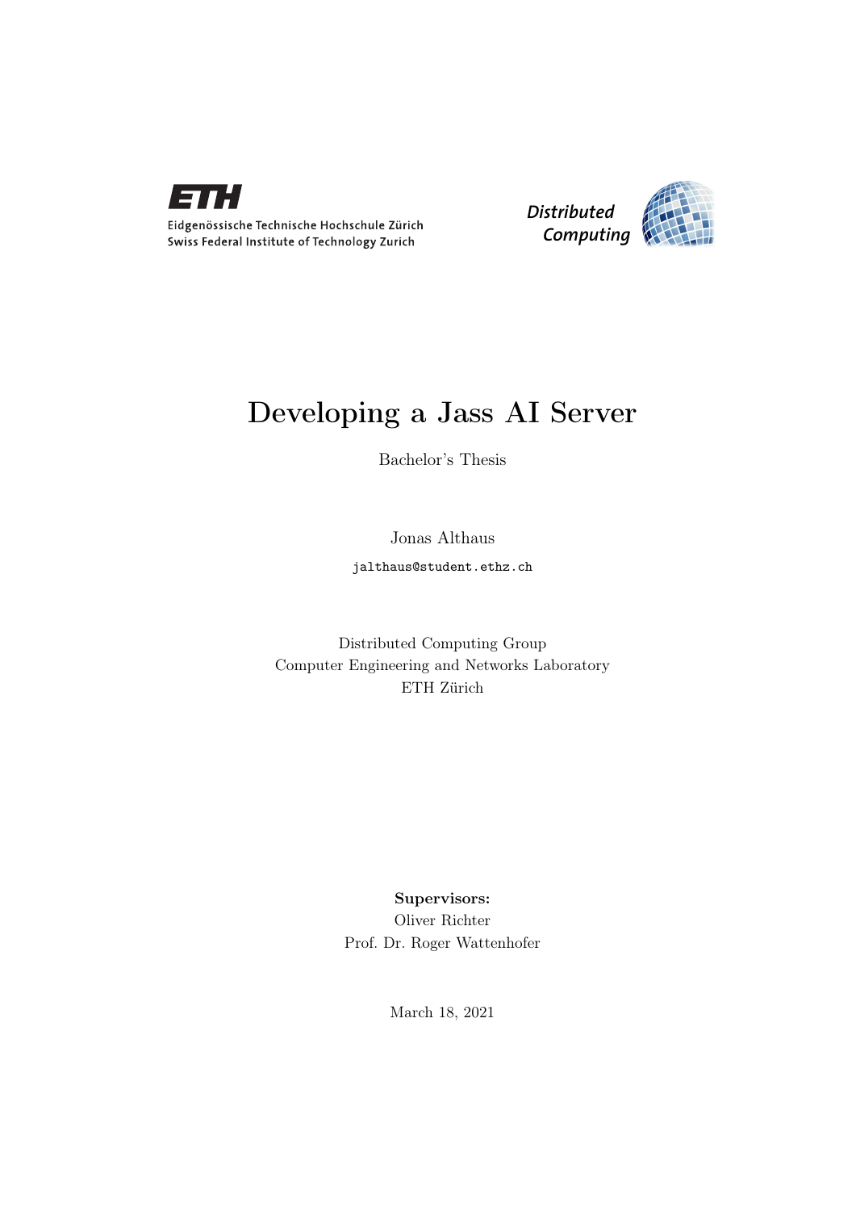Eidgenössische Technische Hochschule Zürich
Swiss Federal Institute of Technology Zurich

Distributed Computing

# Developing a Jass AI Server

Bachelor's Thesis

Jonas Althaus

jalthaus@student.ethz.ch

Distributed Computing Group
Computer Engineering and Networks Laboratory
ETH Zürich

**Supervisors:**
Oliver Richter
Prof. Dr. Roger Wattenhofer

March 18, 2021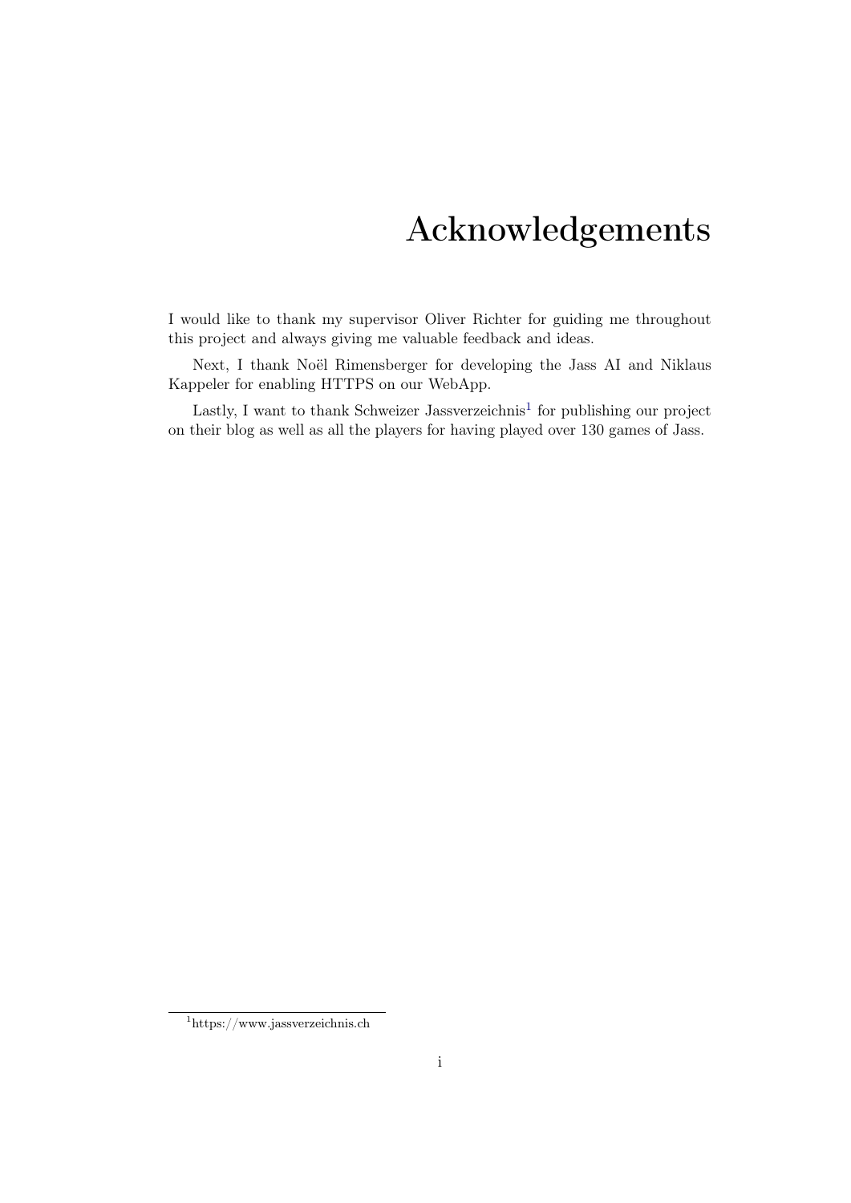# Acknowledgements

I would like to thank my supervisor Oliver Richter for guiding me throughout this project and always giving me valuable feedback and ideas.

Next, I thank Noël Rimensberger for developing the Jass AI and Niklaus Kappeler for enabling HTTPS on our WebApp.

Lastly, I want to thank Schweizer Jassverzeichnis[1] for publishing our project on their blog as well as all the players for having played over 130 games of Jass.

[1] https://www.jassverzeichnis.ch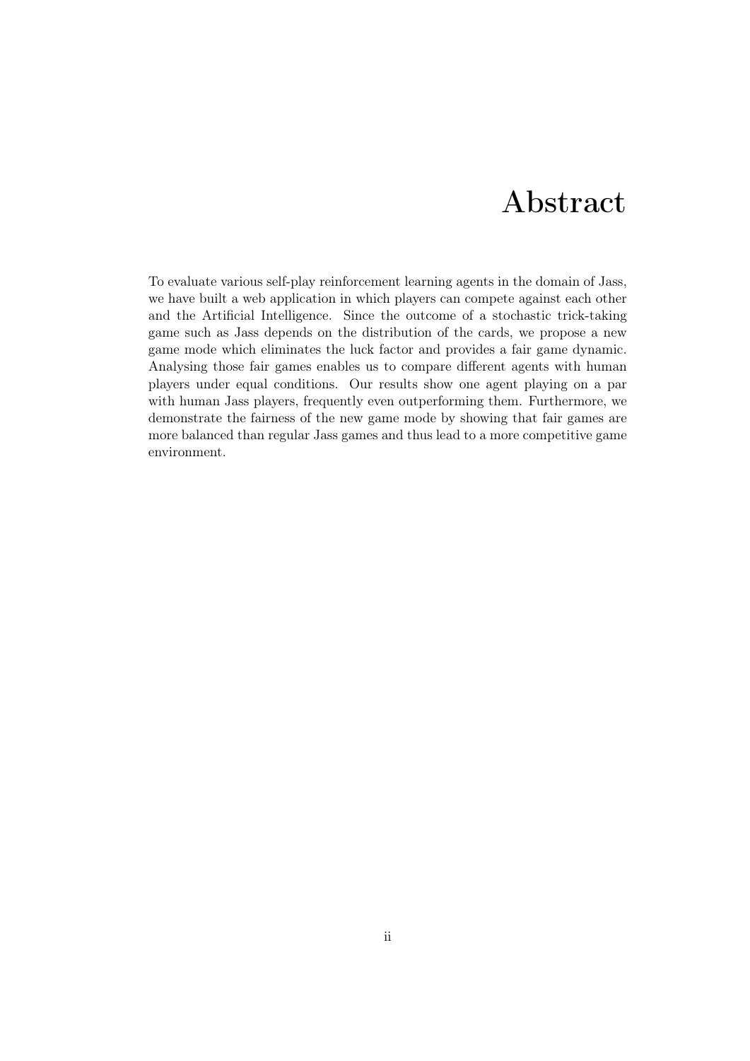# Abstract

To evaluate various self-play reinforcement learning agents in the domain of Jass, we have built a web application in which players can compete against each other and the Artificial Intelligence. Since the outcome of a stochastic trick-taking game such as Jass depends on the distribution of the cards, we propose a new game mode which eliminates the luck factor and provides a fair game dynamic. Analysing those fair games enables us to compare different agents with human players under equal conditions. Our results show one agent playing on a par with human Jass players, frequently even outperforming them. Furthermore, we demonstrate the fairness of the new game mode by showing that fair games are more balanced than regular Jass games and thus lead to a more competitive game environment.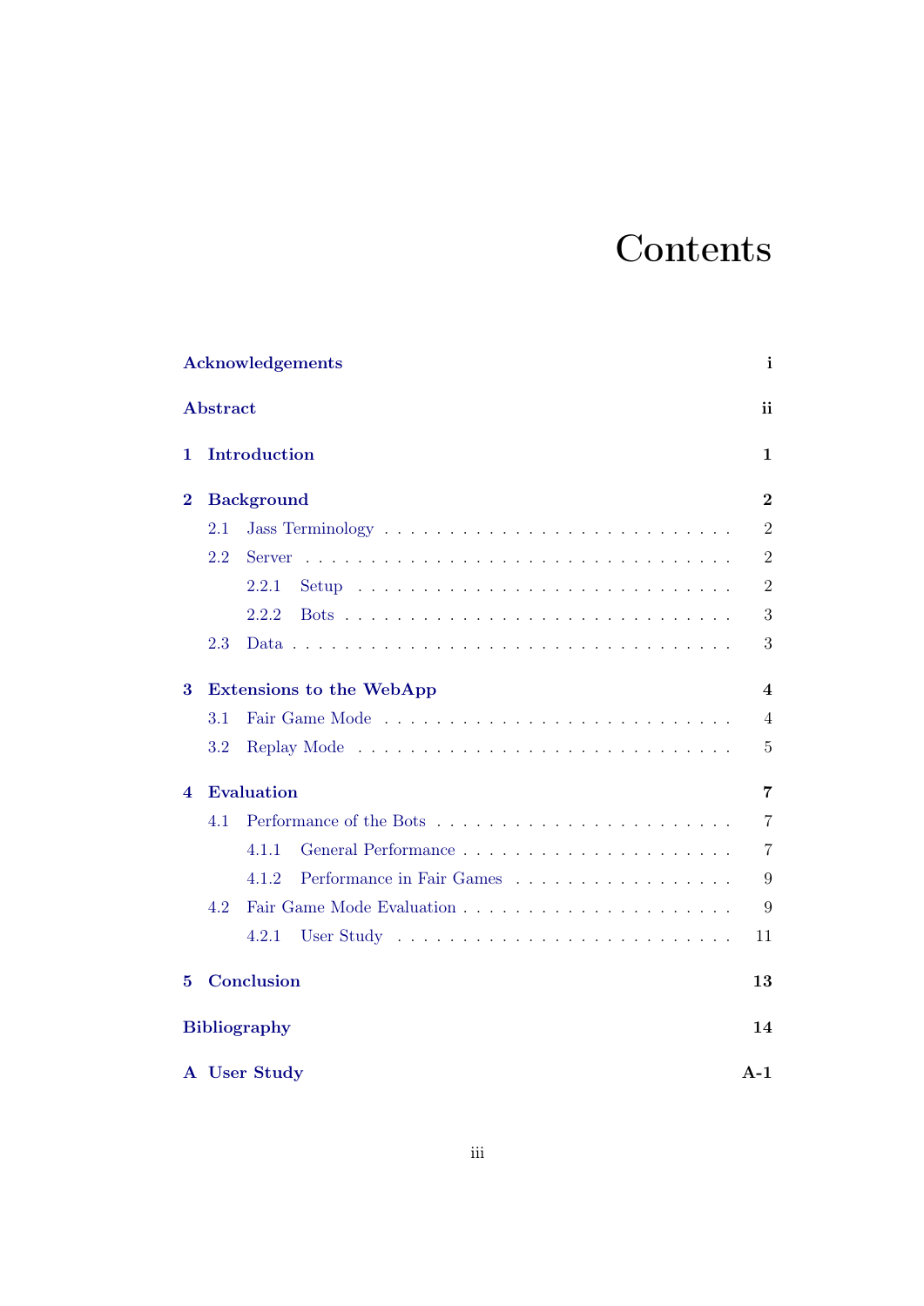# Contents

| | |
|---|---|
| **Acknowledgements** | **i** |
| **Abstract** | **ii** |
| **1 Introduction** | **1** |
| **2 Background** | **2** |
| 2.1 Jass Terminology | 2 |
| 2.2 Server | 2 |
| 2.2.1 Setup | 2 |
| 2.2.2 Bots | 3 |
| 2.3 Data | 3 |
| **3 Extensions to the WebApp** | **4** |
| 3.1 Fair Game Mode | 4 |
| 3.2 Replay Mode | 5 |
| **4 Evaluation** | **7** |
| 4.1 Performance of the Bots | 7 |
| 4.1.1 General Performance | 7 |
| 4.1.2 Performance in Fair Games | 9 |
| 4.2 Fair Game Mode Evaluation | 9 |
| 4.2.1 User Study | 11 |
| **5 Conclusion** | **13** |
| **Bibliography** | **14** |
| **A User Study** | **A-1** |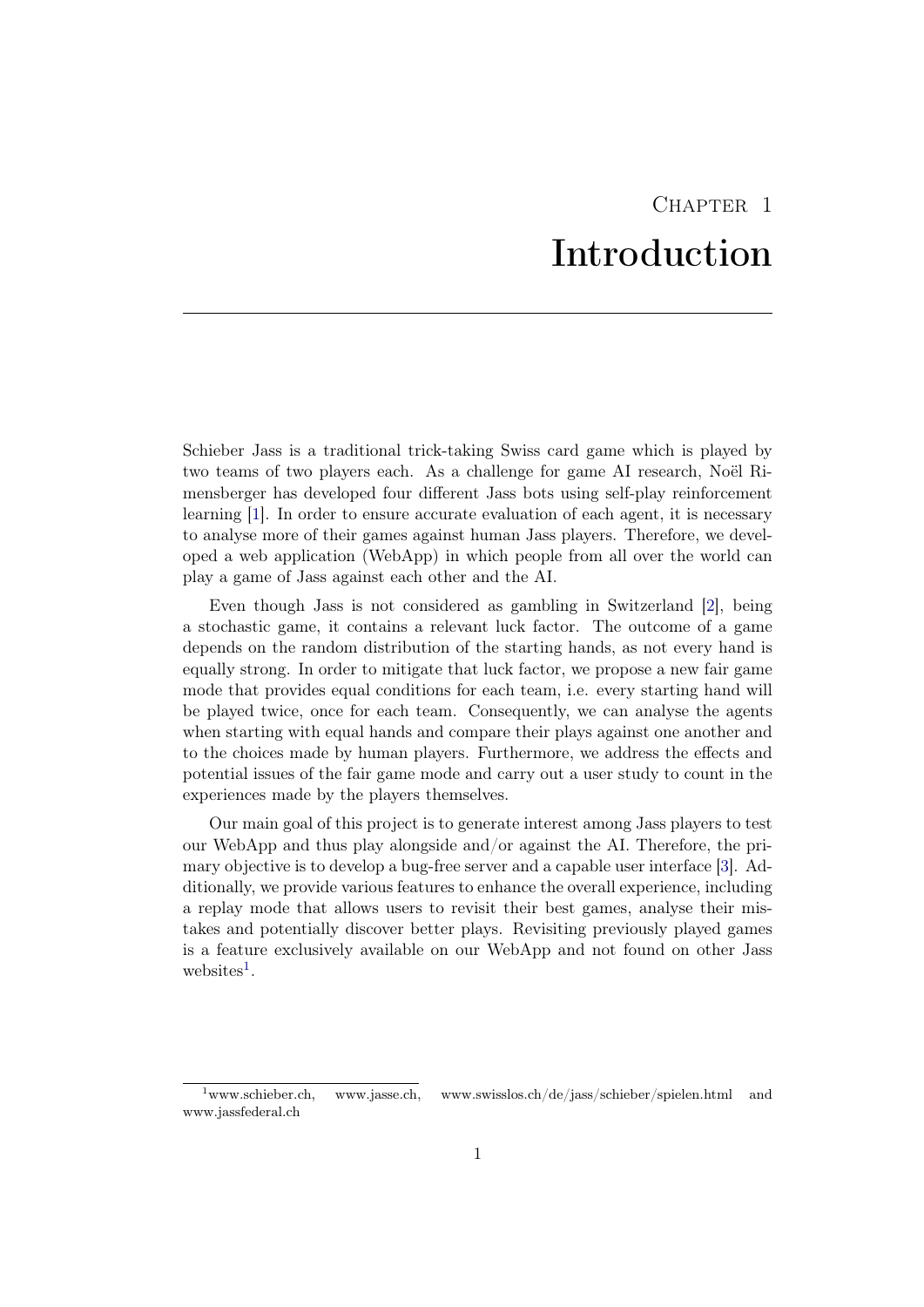# Chapter 1
# Introduction

Schieber Jass is a traditional trick-taking Swiss card game which is played by two teams of two players each. As a challenge for game AI research, Noël Rimensberger has developed four different Jass bots using self-play reinforcement learning [1]. In order to ensure accurate evaluation of each agent, it is necessary to analyse more of their games against human Jass players. Therefore, we developed a web application (WebApp) in which people from all over the world can play a game of Jass against each other and the AI.

Even though Jass is not considered as gambling in Switzerland [2], being a stochastic game, it contains a relevant luck factor. The outcome of a game depends on the random distribution of the starting hands, as not every hand is equally strong. In order to mitigate that luck factor, we propose a new fair game mode that provides equal conditions for each team, i.e. every starting hand will be played twice, once for each team. Consequently, we can analyse the agents when starting with equal hands and compare their plays against one another and to the choices made by human players. Furthermore, we address the effects and potential issues of the fair game mode and carry out a user study to count in the experiences made by the players themselves.

Our main goal of this project is to generate interest among Jass players to test our WebApp and thus play alongside and/or against the AI. Therefore, the primary objective is to develop a bug-free server and a capable user interface [3]. Additionally, we provide various features to enhance the overall experience, including a replay mode that allows users to revisit their best games, analyse their mistakes and potentially discover better plays. Revisiting previously played games is a feature exclusively available on our WebApp and not found on other Jass websites[1].

[1] www.schieber.ch, www.jasse.ch, www.swisslos.ch/de/jass/schieber/spielen.html and www.jassfederal.ch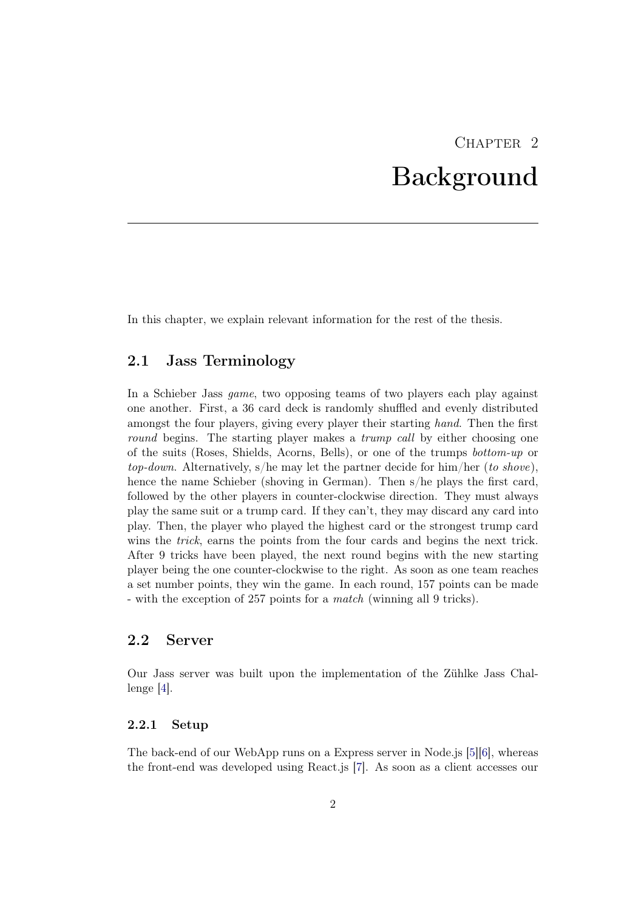# Chapter 2
# Background

In this chapter, we explain relevant information for the rest of the thesis.

## 2.1 Jass Terminology

In a Schieber Jass *game*, two opposing teams of two players each play against one another. First, a 36 card deck is randomly shuffled and evenly distributed amongst the four players, giving every player their starting *hand*. Then the first *round* begins. The starting player makes a *trump call* by either choosing one of the suits (Roses, Shields, Acorns, Bells), or one of the trumps *bottom-up* or *top-down*. Alternatively, s/he may let the partner decide for him/her (*to shove*), hence the name Schieber (shoving in German). Then s/he plays the first card, followed by the other players in counter-clockwise direction. They must always play the same suit or a trump card. If they can't, they may discard any card into play. Then, the player who played the highest card or the strongest trump card wins the *trick*, earns the points from the four cards and begins the next trick. After 9 tricks have been played, the next round begins with the new starting player being the one counter-clockwise to the right. As soon as one team reaches a set number points, they win the game. In each round, 157 points can be made - with the exception of 257 points for a *match* (winning all 9 tricks).

## 2.2 Server

Our Jass server was built upon the implementation of the Zühlke Jass Challenge [4].

### 2.2.1 Setup

The back-end of our WebApp runs on a Express server in Node.js [5][6], whereas the front-end was developed using React.js [7]. As soon as a client accesses our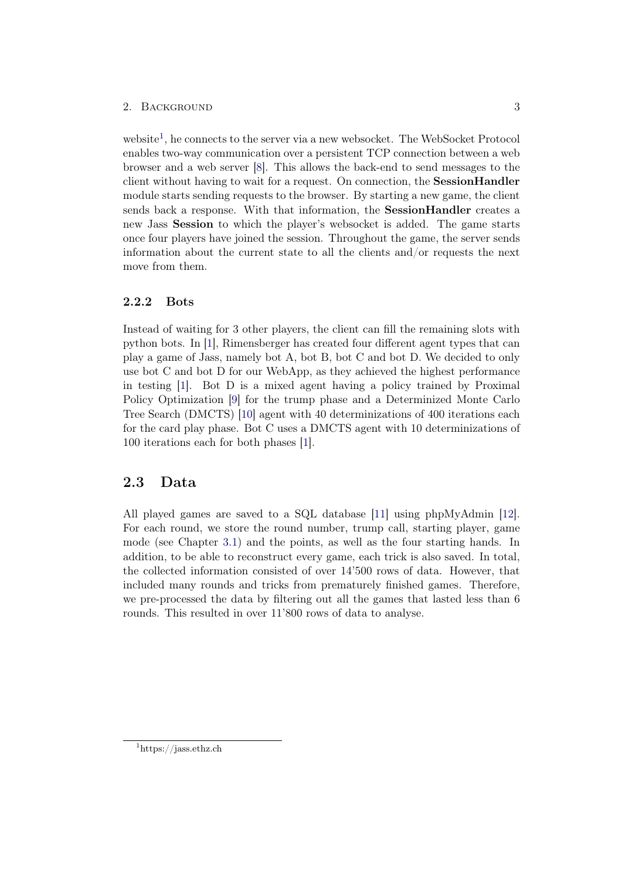website[1], he connects to the server via a new websocket. The WebSocket Protocol enables two-way communication over a persistent TCP connection between a web browser and a web server [8]. This allows the back-end to send messages to the client without having to wait for a request. On connection, the **SessionHandler** module starts sending requests to the browser. By starting a new game, the client sends back a response. With that information, the **SessionHandler** creates a new Jass **Session** to which the player's websocket is added. The game starts once four players have joined the session. Throughout the game, the server sends information about the current state to all the clients and/or requests the next move from them.

### 2.2.2 Bots

Instead of waiting for 3 other players, the client can fill the remaining slots with python bots. In [1], Rimensberger has created four different agent types that can play a game of Jass, namely bot A, bot B, bot C and bot D. We decided to only use bot C and bot D for our WebApp, as they achieved the highest performance in testing [1]. Bot D is a mixed agent having a policy trained by Proximal Policy Optimization [9] for the trump phase and a Determinized Monte Carlo Tree Search (DMCTS) [10] agent with 40 determinizations of 400 iterations each for the card play phase. Bot C uses a DMCTS agent with 10 determinizations of 100 iterations each for both phases [1].

## 2.3 Data

All played games are saved to a SQL database [11] using phpMyAdmin [12]. For each round, we store the round number, trump call, starting player, game mode (see Chapter 3.1) and the points, as well as the four starting hands. In addition, to be able to reconstruct every game, each trick is also saved. In total, the collected information consisted of over 14'500 rows of data. However, that included many rounds and tricks from prematurely finished games. Therefore, we pre-processed the data by filtering out all the games that lasted less than 6 rounds. This resulted in over 11'800 rows of data to analyse.

[1] https://jass.ethz.ch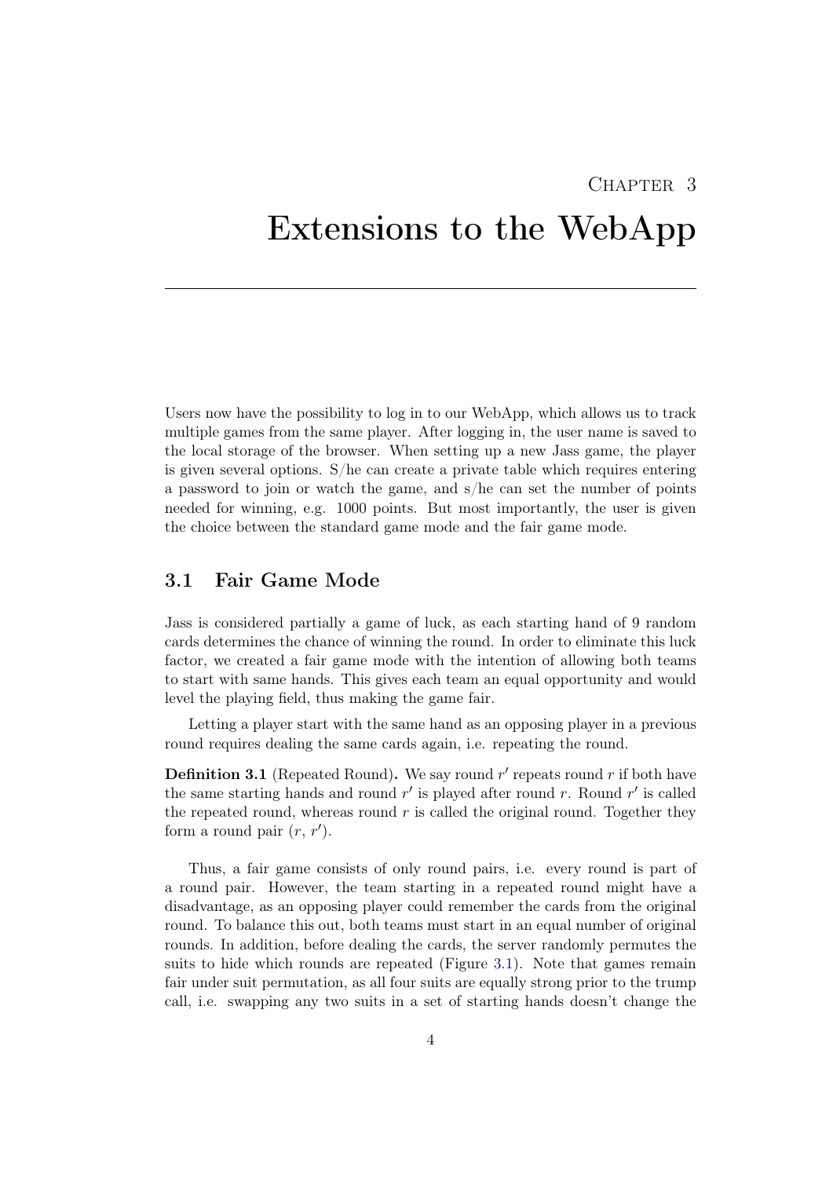# Chapter 3

# Extensions to the WebApp

Users now have the possibility to log in to our WebApp, which allows us to track multiple games from the same player. After logging in, the user name is saved to the local storage of the browser. When setting up a new Jass game, the player is given several options. S/he can create a private table which requires entering a password to join or watch the game, and s/he can set the number of points needed for winning, e.g. 1000 points. But most importantly, the user is given the choice between the standard game mode and the fair game mode.

## 3.1 Fair Game Mode

Jass is considered partially a game of luck, as each starting hand of 9 random cards determines the chance of winning the round. In order to eliminate this luck factor, we created a fair game mode with the intention of allowing both teams to start with same hands. This gives each team an equal opportunity and would level the playing field, thus making the game fair.

Letting a player start with the same hand as an opposing player in a previous round requires dealing the same cards again, i.e. repeating the round.

**Definition 3.1** (Repeated Round)**.** We say round $r'$ repeats round $r$ if both have the same starting hands and round $r'$ is played after round $r$. Round $r'$ is called the repeated round, whereas round $r$ is called the original round. Together they form a round pair $(r, r')$.

Thus, a fair game consists of only round pairs, i.e. every round is part of a round pair. However, the team starting in a repeated round might have a disadvantage, as an opposing player could remember the cards from the original round. To balance this out, both teams must start in an equal number of original rounds. In addition, before dealing the cards, the server randomly permutes the suits to hide which rounds are repeated (Figure 3.1). Note that games remain fair under suit permutation, as all four suits are equally strong prior to the trump call, i.e. swapping any two suits in a set of starting hands doesn't change the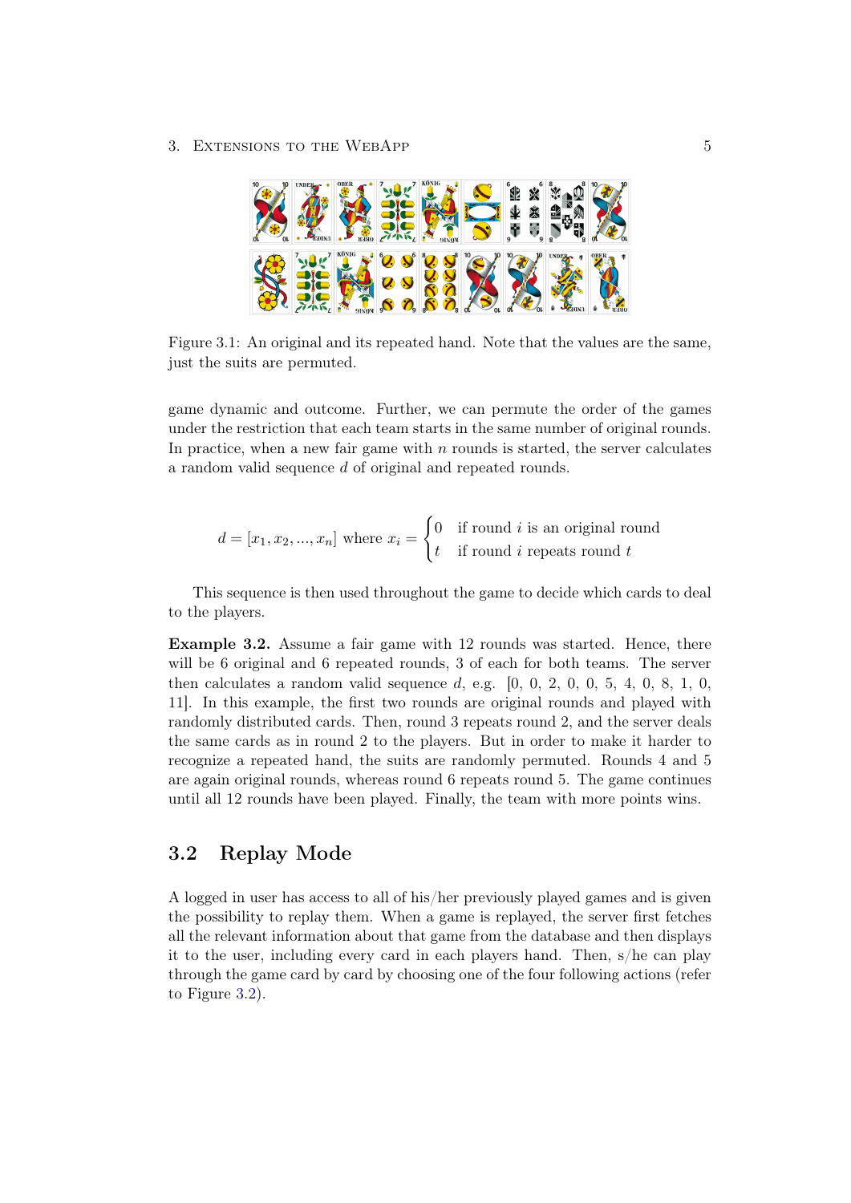Figure 3.1: An original and its repeated hand. Note that the values are the same, just the suits are permuted.

game dynamic and outcome. Further, we can permute the order of the games under the restriction that each team starts in the same number of original rounds. In practice, when a new fair game with $n$ rounds is started, the server calculates a random valid sequence $d$ of original and repeated rounds.

$$d = [x_1, x_2, ..., x_n] \text{ where } x_i = \begin{cases} 0 & \text{if round } i \text{ is an original round} \\ t & \text{if round } i \text{ repeats round } t \end{cases}$$

This sequence is then used throughout the game to decide which cards to deal to the players.

**Example 3.2.** Assume a fair game with 12 rounds was started. Hence, there will be 6 original and 6 repeated rounds, 3 of each for both teams. The server then calculates a random valid sequence $d$, e.g. [0, 0, 2, 0, 0, 5, 4, 0, 8, 1, 0, 11]. In this example, the first two rounds are original rounds and played with randomly distributed cards. Then, round 3 repeats round 2, and the server deals the same cards as in round 2 to the players. But in order to make it harder to recognize a repeated hand, the suits are randomly permuted. Rounds 4 and 5 are again original rounds, whereas round 6 repeats round 5. The game continues until all 12 rounds have been played. Finally, the team with more points wins.

## 3.2 Replay Mode

A logged in user has access to all of his/her previously played games and is given the possibility to replay them. When a game is replayed, the server first fetches all the relevant information about that game from the database and then displays it to the user, including every card in each players hand. Then, s/he can play through the game card by card by choosing one of the four following actions (refer to Figure 3.2).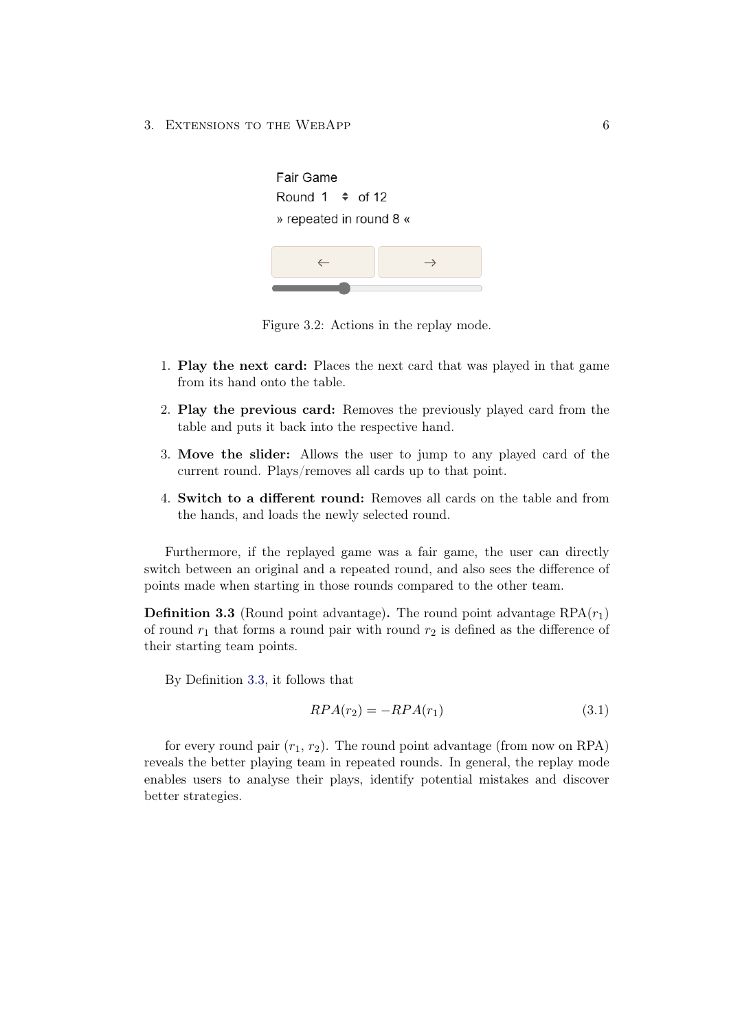Fair Game

Round 1 ⇕ of 12

» repeated in round 8 «

← →

Figure 3.2: Actions in the replay mode.

1. **Play the next card:** Places the next card that was played in that game from its hand onto the table.
2. **Play the previous card:** Removes the previously played card from the table and puts it back into the respective hand.
3. **Move the slider:** Allows the user to jump to any played card of the current round. Plays/removes all cards up to that point.
4. **Switch to a different round:** Removes all cards on the table and from the hands, and loads the newly selected round.

Furthermore, if the replayed game was a fair game, the user can directly switch between an original and a repeated round, and also sees the difference of points made when starting in those rounds compared to the other team.

**Definition 3.3** (Round point advantage)**.** The round point advantage RPA($r_1$) of round $r_1$ that forms a round pair with round $r_2$ is defined as the difference of their starting team points.

By Definition 3.3, it follows that

$$RPA(r_2) = -RPA(r_1) \tag{3.1}$$

for every round pair ($r_1$, $r_2$). The round point advantage (from now on RPA) reveals the better playing team in repeated rounds. In general, the replay mode enables users to analyse their plays, identify potential mistakes and discover better strategies.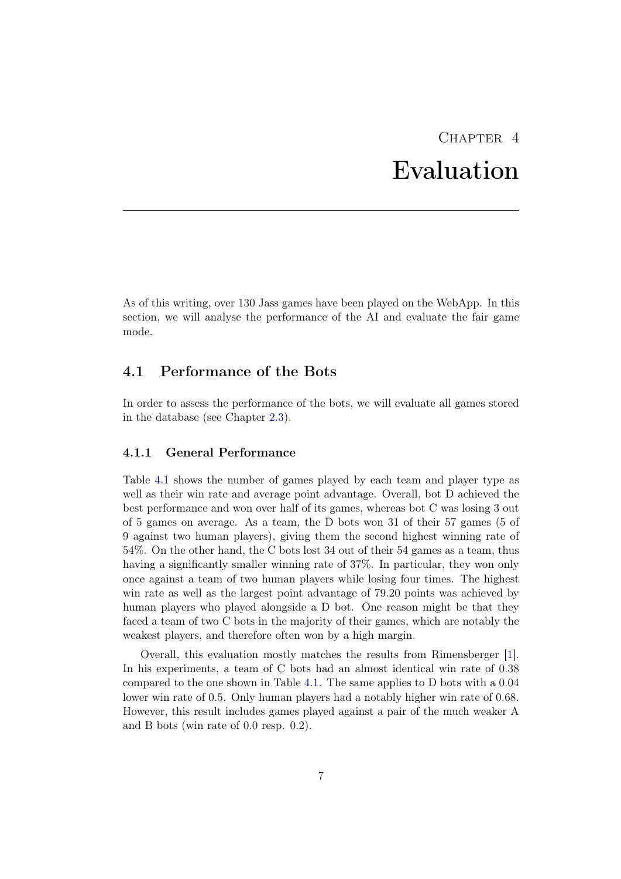# Chapter 4
# Evaluation

As of this writing, over 130 Jass games have been played on the WebApp. In this section, we will analyse the performance of the AI and evaluate the fair game mode.

## 4.1 Performance of the Bots

In order to assess the performance of the bots, we will evaluate all games stored in the database (see Chapter 2.3).

### 4.1.1 General Performance

Table 4.1 shows the number of games played by each team and player type as well as their win rate and average point advantage. Overall, bot D achieved the best performance and won over half of its games, whereas bot C was losing 3 out of 5 games on average. As a team, the D bots won 31 of their 57 games (5 of 9 against two human players), giving them the second highest winning rate of 54%. On the other hand, the C bots lost 34 out of their 54 games as a team, thus having a significantly smaller winning rate of 37%. In particular, they won only once against a team of two human players while losing four times. The highest win rate as well as the largest point advantage of 79.20 points was achieved by human players who played alongside a D bot. One reason might be that they faced a team of two C bots in the majority of their games, which are notably the weakest players, and therefore often won by a high margin.

Overall, this evaluation mostly matches the results from Rimensberger [1]. In his experiments, a team of C bots had an almost identical win rate of 0.38 compared to the one shown in Table 4.1. The same applies to D bots with a 0.04 lower win rate of 0.5. Only human players had a notably higher win rate of 0.68. However, this result includes games played against a pair of the much weaker A and B bots (win rate of 0.0 resp. 0.2).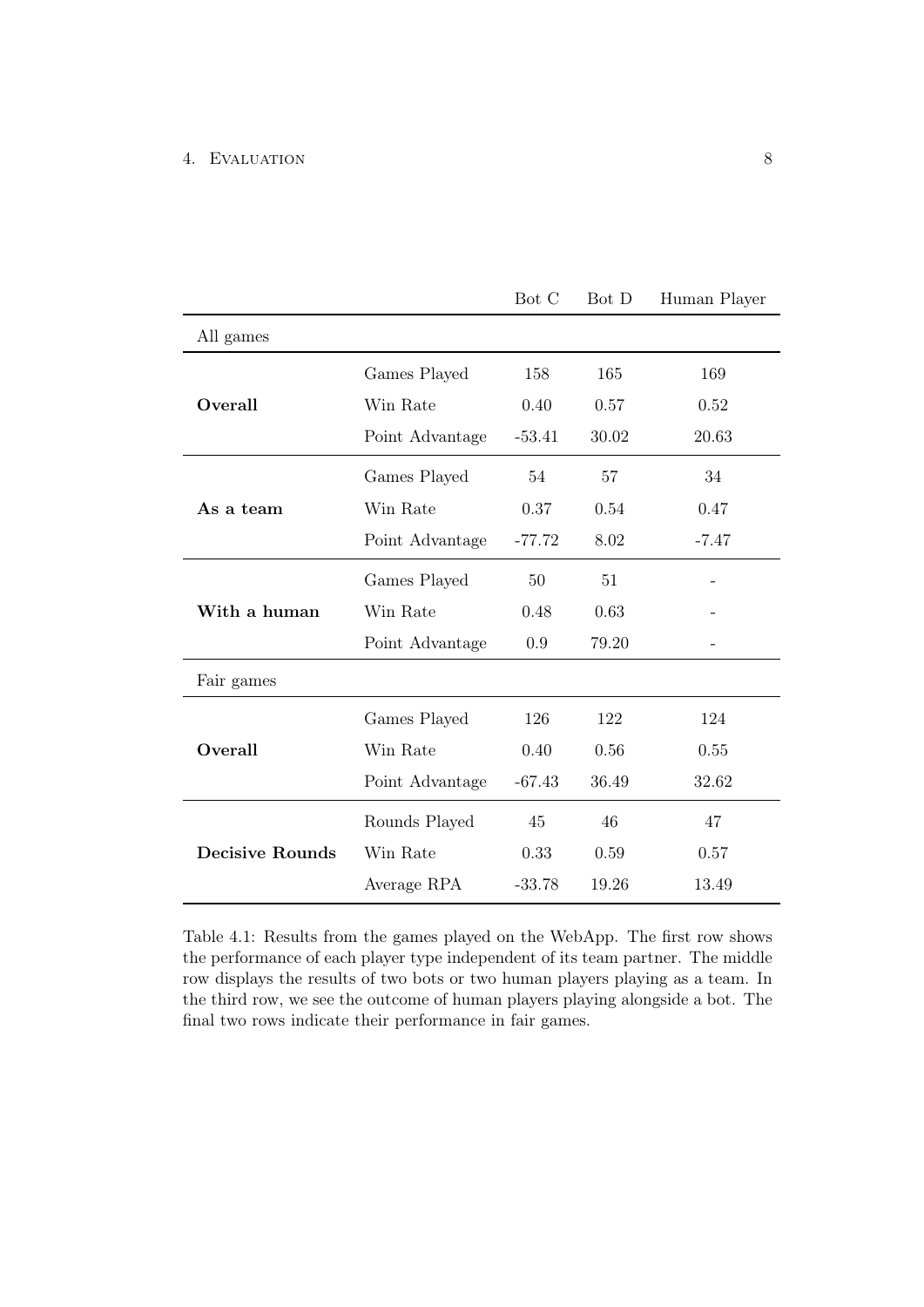| | | Bot C | Bot D | Human Player |
|---|---|---|---|---|
| All games | | | | |
| **Overall** | Games Played | 158 | 165 | 169 |
| | Win Rate | 0.40 | 0.57 | 0.52 |
| | Point Advantage | -53.41 | 30.02 | 20.63 |
| **As a team** | Games Played | 54 | 57 | 34 |
| | Win Rate | 0.37 | 0.54 | 0.47 |
| | Point Advantage | -77.72 | 8.02 | -7.47 |
| **With a human** | Games Played | 50 | 51 | - |
| | Win Rate | 0.48 | 0.63 | - |
| | Point Advantage | 0.9 | 79.20 | - |
| Fair games | | | | |
| **Overall** | Games Played | 126 | 122 | 124 |
| | Win Rate | 0.40 | 0.56 | 0.55 |
| | Point Advantage | -67.43 | 36.49 | 32.62 |
| **Decisive Rounds** | Rounds Played | 45 | 46 | 47 |
| | Win Rate | 0.33 | 0.59 | 0.57 |
| | Average RPA | -33.78 | 19.26 | 13.49 |

Table 4.1: Results from the games played on the WebApp. The first row shows the performance of each player type independent of its team partner. The middle row displays the results of two bots or two human players playing as a team. In the third row, we see the outcome of human players playing alongside a bot. The final two rows indicate their performance in fair games.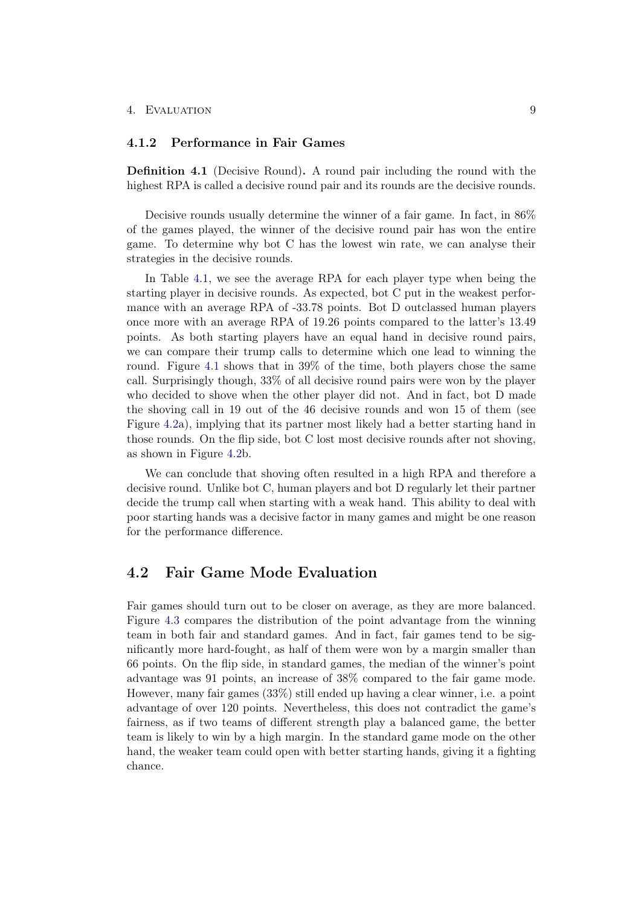### 4.1.2 Performance in Fair Games

**Definition 4.1** (Decisive Round)**.** A round pair including the round with the highest RPA is called a decisive round pair and its rounds are the decisive rounds.

Decisive rounds usually determine the winner of a fair game. In fact, in 86% of the games played, the winner of the decisive round pair has won the entire game. To determine why bot C has the lowest win rate, we can analyse their strategies in the decisive rounds.

In Table 4.1, we see the average RPA for each player type when being the starting player in decisive rounds. As expected, bot C put in the weakest performance with an average RPA of -33.78 points. Bot D outclassed human players once more with an average RPA of 19.26 points compared to the latter's 13.49 points. As both starting players have an equal hand in decisive round pairs, we can compare their trump calls to determine which one lead to winning the round. Figure 4.1 shows that in 39% of the time, both players chose the same call. Surprisingly though, 33% of all decisive round pairs were won by the player who decided to shove when the other player did not. And in fact, bot D made the shoving call in 19 out of the 46 decisive rounds and won 15 of them (see Figure 4.2a), implying that its partner most likely had a better starting hand in those rounds. On the flip side, bot C lost most decisive rounds after not shoving, as shown in Figure 4.2b.

We can conclude that shoving often resulted in a high RPA and therefore a decisive round. Unlike bot C, human players and bot D regularly let their partner decide the trump call when starting with a weak hand. This ability to deal with poor starting hands was a decisive factor in many games and might be one reason for the performance difference.

## 4.2 Fair Game Mode Evaluation

Fair games should turn out to be closer on average, as they are more balanced. Figure 4.3 compares the distribution of the point advantage from the winning team in both fair and standard games. And in fact, fair games tend to be significantly more hard-fought, as half of them were won by a margin smaller than 66 points. On the flip side, in standard games, the median of the winner's point advantage was 91 points, an increase of 38% compared to the fair game mode. However, many fair games (33%) still ended up having a clear winner, i.e. a point advantage of over 120 points. Nevertheless, this does not contradict the game's fairness, as if two teams of different strength play a balanced game, the better team is likely to win by a high margin. In the standard game mode on the other hand, the weaker team could open with better starting hands, giving it a fighting chance.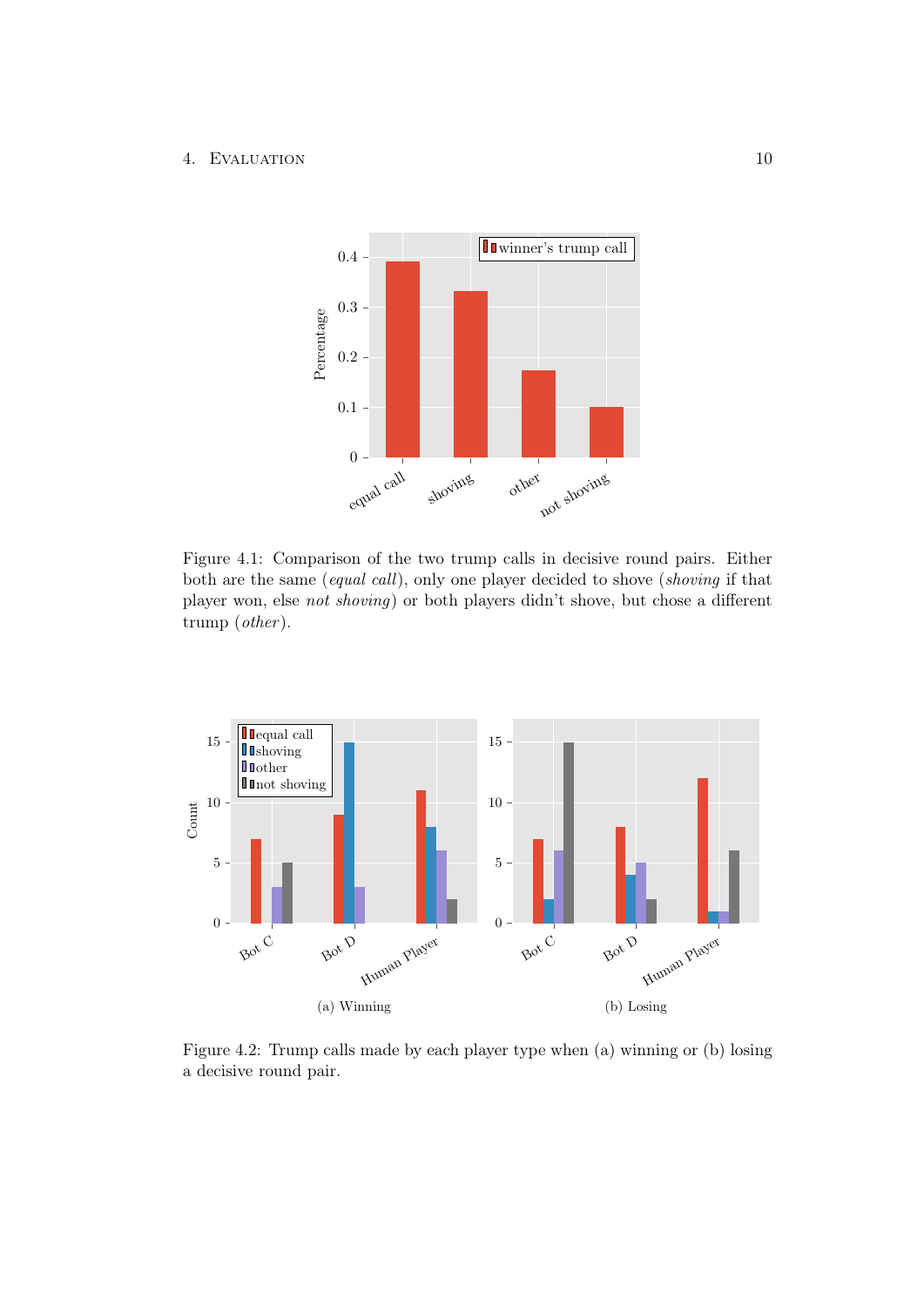winner's trump call

Percentage

0.4
0.3
0.2
0.1
0

equal call
shoving
other
not shoving

Figure 4.1: Comparison of the two trump calls in decisive round pairs. Either both are the same (*equal call*), only one player decided to shove (*shoving* if that player won, else *not shoving*) or both players didn't shove, but chose a different trump (*other*).

equal call
shoving
other
not shoving

Count

15
10
5
0

Bot C
Bot D
Human Player

(a) Winning

15
10
5
0

Bot C
Bot D
Human Player

(b) Losing

Figure 4.2: Trump calls made by each player type when (a) winning or (b) losing a decisive round pair.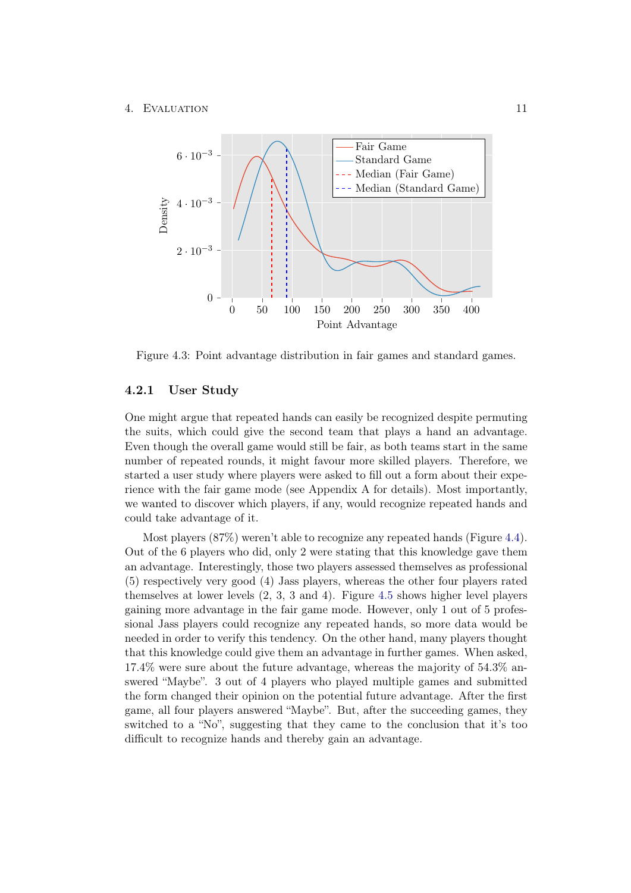Fair Game
Standard Game
Median (Fair Game)
Median (Standard Game)

Density

$6 \cdot 10^{-3}$
$4 \cdot 10^{-3}$
$2 \cdot 10^{-3}$
0

0 50 100 150 200 250 300 350 400

Point Advantage

Figure 4.3: Point advantage distribution in fair games and standard games.

### 4.2.1 User Study

One might argue that repeated hands can easily be recognized despite permuting the suits, which could give the second team that plays a hand an advantage. Even though the overall game would still be fair, as both teams start in the same number of repeated rounds, it might favour more skilled players. Therefore, we started a user study where players were asked to fill out a form about their experience with the fair game mode (see Appendix A for details). Most importantly, we wanted to discover which players, if any, would recognize repeated hands and could take advantage of it.

Most players (87%) weren't able to recognize any repeated hands (Figure 4.4). Out of the 6 players who did, only 2 were stating that this knowledge gave them an advantage. Interestingly, those two players assessed themselves as professional (5) respectively very good (4) Jass players, whereas the other four players rated themselves at lower levels (2, 3, 3 and 4). Figure 4.5 shows higher level players gaining more advantage in the fair game mode. However, only 1 out of 5 professional Jass players could recognize any repeated hands, so more data would be needed in order to verify this tendency. On the other hand, many players thought that this knowledge could give them an advantage in further games. When asked, 17.4% were sure about the future advantage, whereas the majority of 54.3% answered "Maybe". 3 out of 4 players who played multiple games and submitted the form changed their opinion on the potential future advantage. After the first game, all four players answered "Maybe". But, after the succeeding games, they switched to a "No", suggesting that they came to the conclusion that it's too difficult to recognize hands and thereby gain an advantage.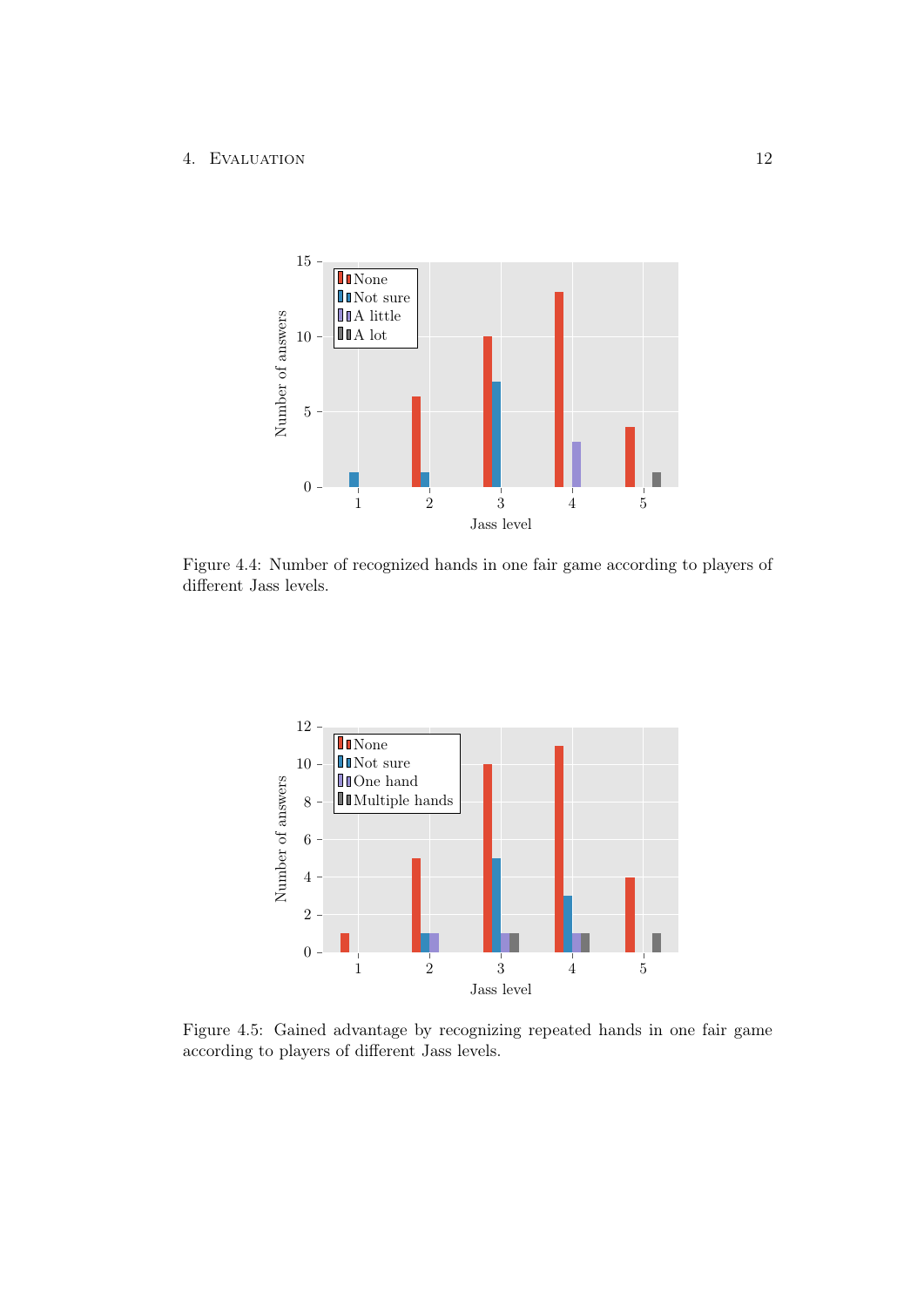15
10
5
0
Number of answers
None
Not sure
A little
A lot
1
2
3
4
5
Jass level

Figure 4.4: Number of recognized hands in one fair game according to players of different Jass levels.

12
10
8
6
4
2
0
Number of answers
None
Not sure
One hand
Multiple hands
1
2
3
4
5
Jass level

Figure 4.5: Gained advantage by recognizing repeated hands in one fair game according to players of different Jass levels.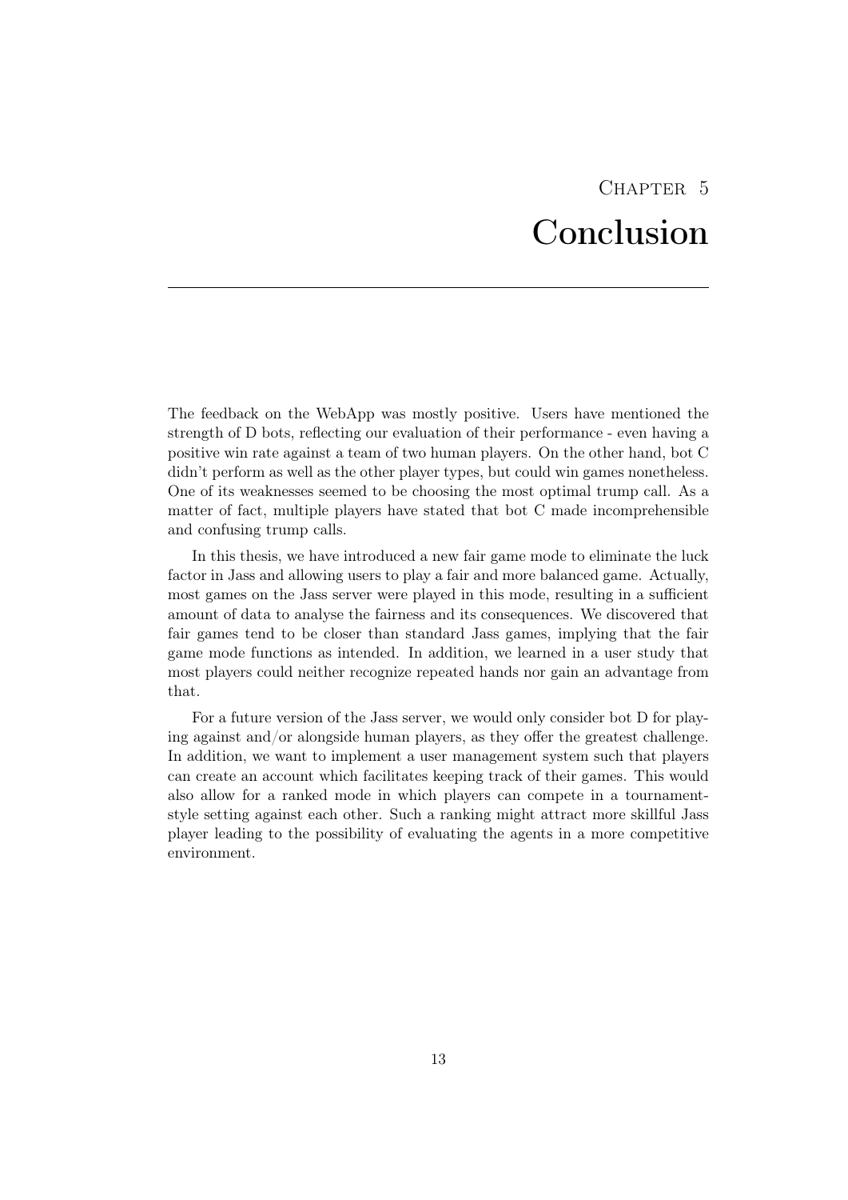# Chapter 5
# Conclusion

The feedback on the WebApp was mostly positive. Users have mentioned the strength of D bots, reflecting our evaluation of their performance - even having a positive win rate against a team of two human players. On the other hand, bot C didn't perform as well as the other player types, but could win games nonetheless. One of its weaknesses seemed to be choosing the most optimal trump call. As a matter of fact, multiple players have stated that bot C made incomprehensible and confusing trump calls.

In this thesis, we have introduced a new fair game mode to eliminate the luck factor in Jass and allowing users to play a fair and more balanced game. Actually, most games on the Jass server were played in this mode, resulting in a sufficient amount of data to analyse the fairness and its consequences. We discovered that fair games tend to be closer than standard Jass games, implying that the fair game mode functions as intended. In addition, we learned in a user study that most players could neither recognize repeated hands nor gain an advantage from that.

For a future version of the Jass server, we would only consider bot D for playing against and/or alongside human players, as they offer the greatest challenge. In addition, we want to implement a user management system such that players can create an account which facilitates keeping track of their games. This would also allow for a ranked mode in which players can compete in a tournament-style setting against each other. Such a ranking might attract more skillful Jass player leading to the possibility of evaluating the agents in a more competitive environment.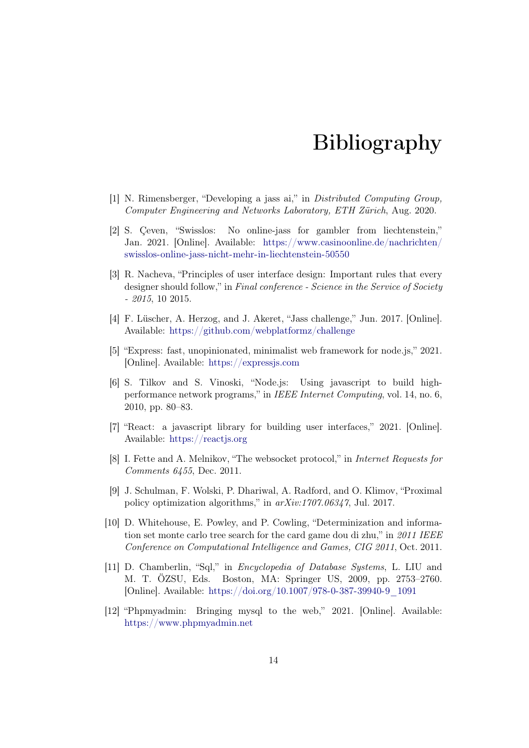# Bibliography

[1] N. Rimensberger, "Developing a jass ai," in *Distributed Computing Group, Computer Engineering and Networks Laboratory, ETH Zürich*, Aug. 2020.

[2] S. Çeven, "Swisslos: No online-jass for gambler from liechtenstein," Jan. 2021. [Online]. Available: https://www.casinoonline.de/nachrichten/swisslos-online-jass-nicht-mehr-in-liechtenstein-50550

[3] R. Nacheva, "Principles of user interface design: Important rules that every designer should follow," in *Final conference - Science in the Service of Society - 2015*, 10 2015.

[4] F. Lüscher, A. Herzog, and J. Akeret, "Jass challenge," Jun. 2017. [Online]. Available: https://github.com/webplatformz/challenge

[5] "Express: fast, unopinionated, minimalist web framework for node.js," 2021. [Online]. Available: https://expressjs.com

[6] S. Tilkov and S. Vinoski, "Node.js: Using javascript to build high-performance network programs," in *IEEE Internet Computing*, vol. 14, no. 6, 2010, pp. 80–83.

[7] "React: a javascript library for building user interfaces," 2021. [Online]. Available: https://reactjs.org

[8] I. Fette and A. Melnikov, "The websocket protocol," in *Internet Requests for Comments 6455*, Dec. 2011.

[9] J. Schulman, F. Wolski, P. Dhariwal, A. Radford, and O. Klimov, "Proximal policy optimization algorithms," in *arXiv:1707.06347*, Jul. 2017.

[10] D. Whitehouse, E. Powley, and P. Cowling, "Determinization and information set monte carlo tree search for the card game dou di zhu," in *2011 IEEE Conference on Computational Intelligence and Games, CIG 2011*, Oct. 2011.

[11] D. Chamberlin, "Sql," in *Encyclopedia of Database Systems*, L. LIU and M. T. ÖZSU, Eds. Boston, MA: Springer US, 2009, pp. 2753–2760. [Online]. Available: https://doi.org/10.1007/978-0-387-39940-9_1091

[12] "Phpmyadmin: Bringing mysql to the web," 2021. [Online]. Available: https://www.phpmyadmin.net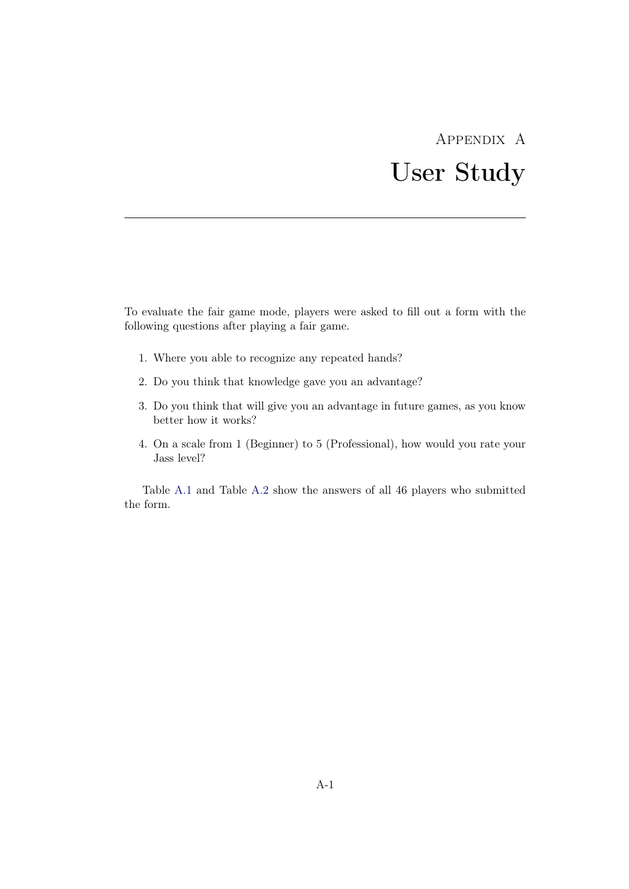# Appendix A
# User Study

To evaluate the fair game mode, players were asked to fill out a form with the following questions after playing a fair game.

1. Where you able to recognize any repeated hands?
2. Do you think that knowledge gave you an advantage?
3. Do you think that will give you an advantage in future games, as you know better how it works?
4. On a scale from 1 (Beginner) to 5 (Professional), how would you rate your Jass level?

Table A.1 and Table A.2 show the answers of all 46 players who submitted the form.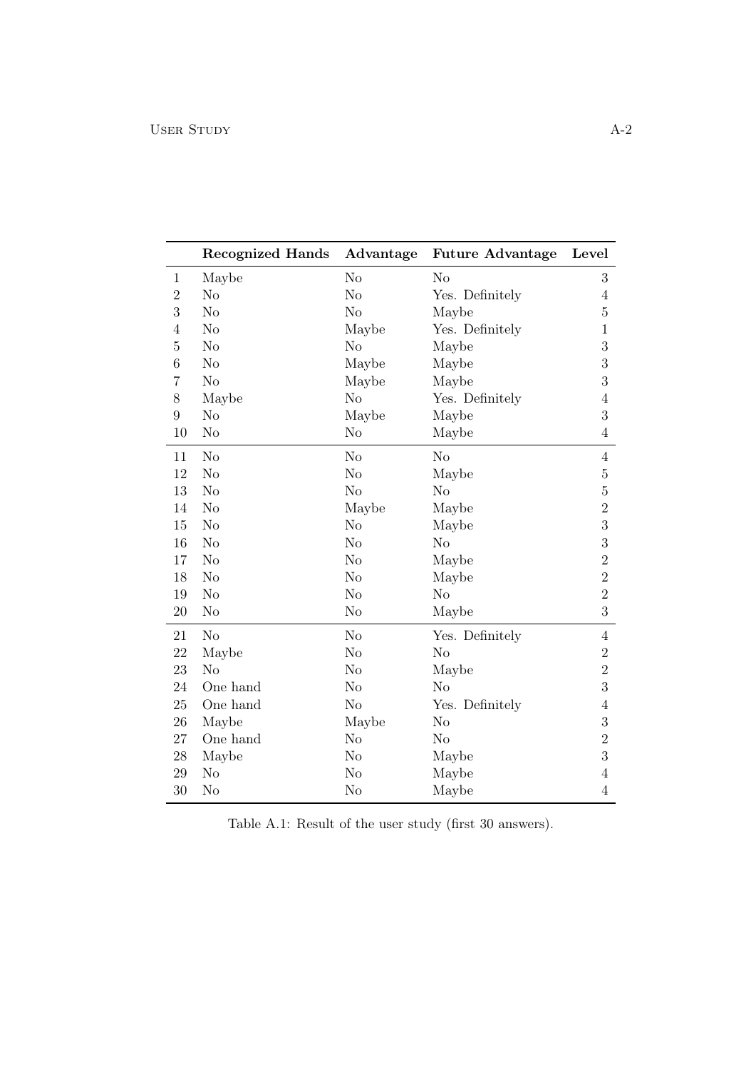| | Recognized Hands | Advantage | Future Advantage | Level |
|---|---|---|---|---|
| 1 | Maybe | No | No | 3 |
| 2 | No | No | Yes. Definitely | 4 |
| 3 | No | No | Maybe | 5 |
| 4 | No | Maybe | Yes. Definitely | 1 |
| 5 | No | No | Maybe | 3 |
| 6 | No | Maybe | Maybe | 3 |
| 7 | No | Maybe | Maybe | 3 |
| 8 | Maybe | No | Yes. Definitely | 4 |
| 9 | No | Maybe | Maybe | 3 |
| 10 | No | No | Maybe | 4 |
| 11 | No | No | No | 4 |
| 12 | No | No | Maybe | 5 |
| 13 | No | No | No | 5 |
| 14 | No | Maybe | Maybe | 2 |
| 15 | No | No | Maybe | 3 |
| 16 | No | No | No | 3 |
| 17 | No | No | Maybe | 2 |
| 18 | No | No | Maybe | 2 |
| 19 | No | No | No | 2 |
| 20 | No | No | Maybe | 3 |
| 21 | No | No | Yes. Definitely | 4 |
| 22 | Maybe | No | No | 2 |
| 23 | No | No | Maybe | 2 |
| 24 | One hand | No | No | 3 |
| 25 | One hand | No | Yes. Definitely | 4 |
| 26 | Maybe | Maybe | No | 3 |
| 27 | One hand | No | No | 2 |
| 28 | Maybe | No | Maybe | 3 |
| 29 | No | No | Maybe | 4 |
| 30 | No | No | Maybe | 4 |

Table A.1: Result of the user study (first 30 answers).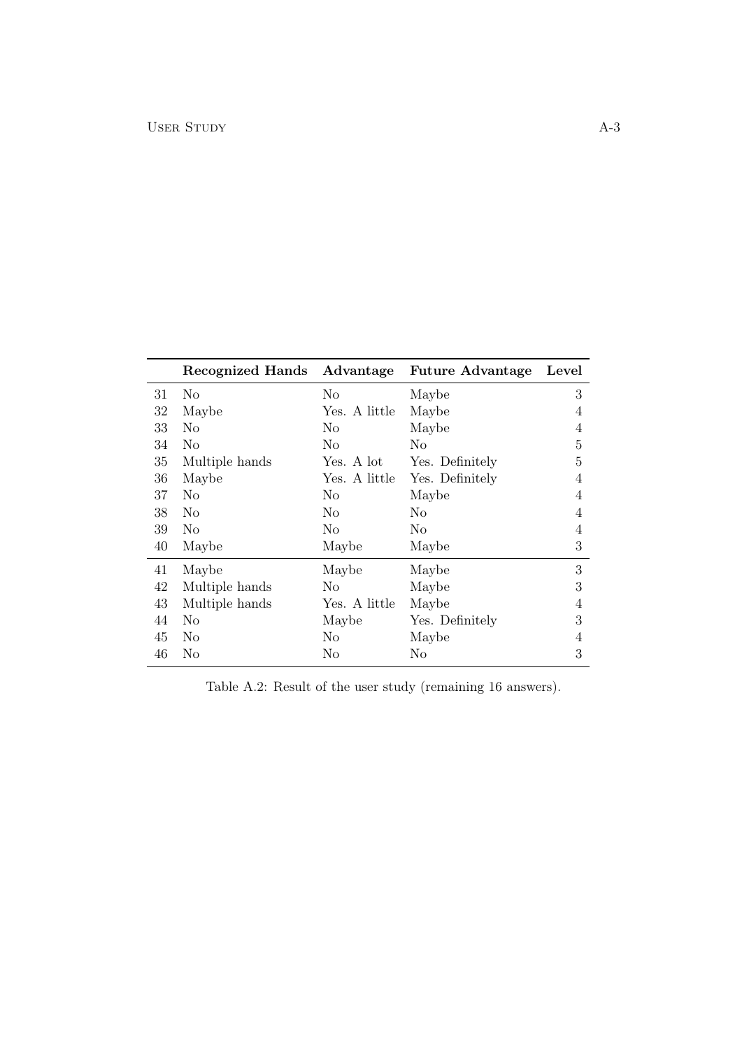| | Recognized Hands | Advantage | Future Advantage | Level |
|---|---|---|---|---|
| 31 | No | No | Maybe | 3 |
| 32 | Maybe | Yes. A little | Maybe | 4 |
| 33 | No | No | Maybe | 4 |
| 34 | No | No | No | 5 |
| 35 | Multiple hands | Yes. A lot | Yes. Definitely | 5 |
| 36 | Maybe | Yes. A little | Yes. Definitely | 4 |
| 37 | No | No | Maybe | 4 |
| 38 | No | No | No | 4 |
| 39 | No | No | No | 4 |
| 40 | Maybe | Maybe | Maybe | 3 |
| 41 | Maybe | Maybe | Maybe | 3 |
| 42 | Multiple hands | No | Maybe | 3 |
| 43 | Multiple hands | Yes. A little | Maybe | 4 |
| 44 | No | Maybe | Yes. Definitely | 3 |
| 45 | No | No | Maybe | 4 |
| 46 | No | No | No | 3 |

Table A.2: Result of the user study (remaining 16 answers).